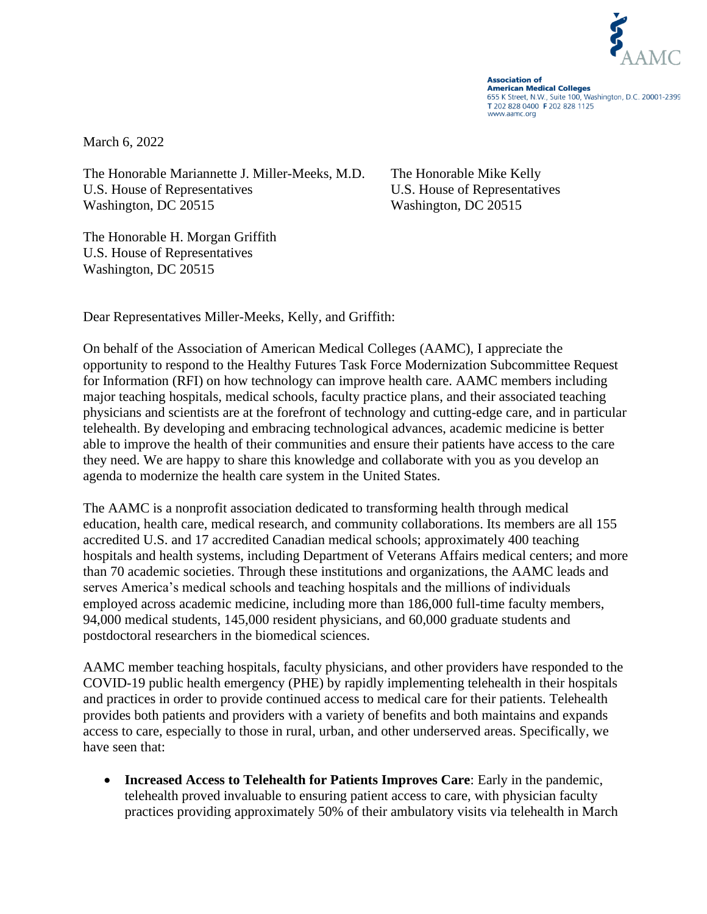Association of
American Medical Colleges
655 K Street, N.W., Suite 100, Washington, D.C. 20001-2399
T 202 828 0400 F 202 828 1125
www.aamc.org

March 6, 2022

The Honorable Mariannette J. Miller-Meeks, M.D.
U.S. House of Representatives
Washington, DC 20515

The Honorable Mike Kelly
U.S. House of Representatives
Washington, DC 20515

The Honorable H. Morgan Griffith
U.S. House of Representatives
Washington, DC 20515

Dear Representatives Miller-Meeks, Kelly, and Griffith:

On behalf of the Association of American Medical Colleges (AAMC), I appreciate the opportunity to respond to the Healthy Futures Task Force Modernization Subcommittee Request for Information (RFI) on how technology can improve health care. AAMC members including major teaching hospitals, medical schools, faculty practice plans, and their associated teaching physicians and scientists are at the forefront of technology and cutting-edge care, and in particular telehealth. By developing and embracing technological advances, academic medicine is better able to improve the health of their communities and ensure their patients have access to the care they need. We are happy to share this knowledge and collaborate with you as you develop an agenda to modernize the health care system in the United States.

The AAMC is a nonprofit association dedicated to transforming health through medical education, health care, medical research, and community collaborations. Its members are all 155 accredited U.S. and 17 accredited Canadian medical schools; approximately 400 teaching hospitals and health systems, including Department of Veterans Affairs medical centers; and more than 70 academic societies. Through these institutions and organizations, the AAMC leads and serves America's medical schools and teaching hospitals and the millions of individuals employed across academic medicine, including more than 186,000 full-time faculty members, 94,000 medical students, 145,000 resident physicians, and 60,000 graduate students and postdoctoral researchers in the biomedical sciences.

AAMC member teaching hospitals, faculty physicians, and other providers have responded to the COVID-19 public health emergency (PHE) by rapidly implementing telehealth in their hospitals and practices in order to provide continued access to medical care for their patients. Telehealth provides both patients and providers with a variety of benefits and both maintains and expands access to care, especially to those in rural, urban, and other underserved areas. Specifically, we have seen that:

- **Increased Access to Telehealth for Patients Improves Care**: Early in the pandemic, telehealth proved invaluable to ensuring patient access to care, with physician faculty practices providing approximately 50% of their ambulatory visits via telehealth in March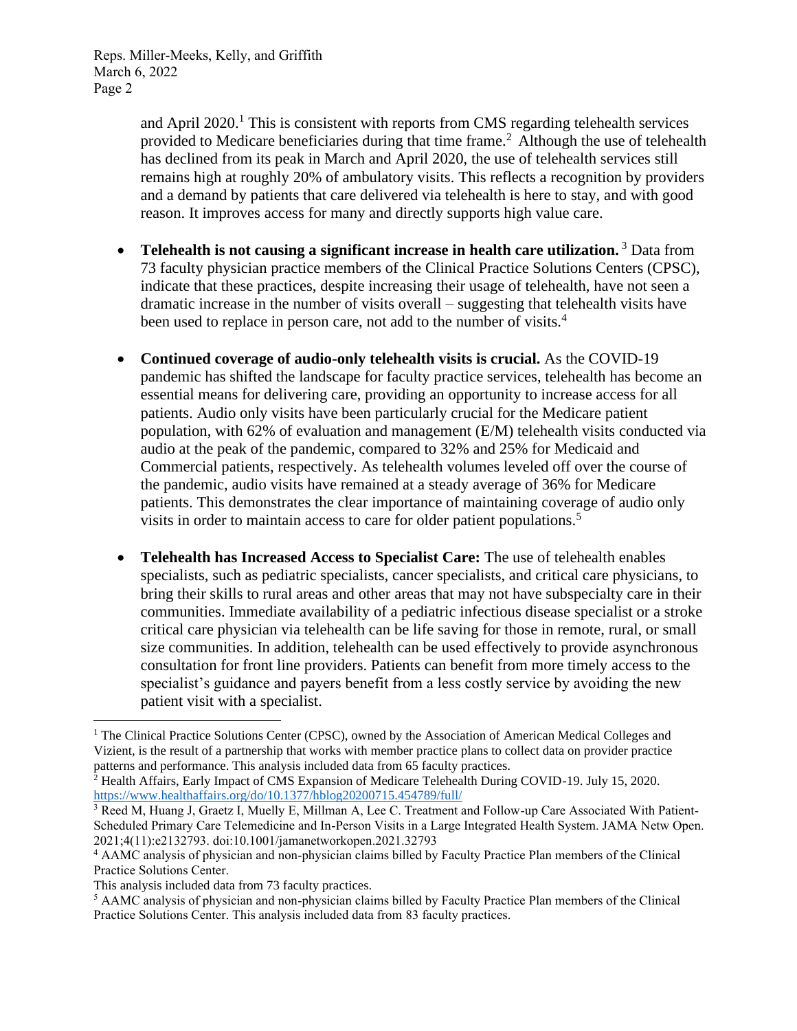and April 2020.[1] This is consistent with reports from CMS regarding telehealth services provided to Medicare beneficiaries during that time frame.[2] Although the use of telehealth has declined from its peak in March and April 2020, the use of telehealth services still remains high at roughly 20% of ambulatory visits. This reflects a recognition by providers and a demand by patients that care delivered via telehealth is here to stay, and with good reason. It improves access for many and directly supports high value care.

- **Telehealth is not causing a significant increase in health care utilization.** [3] Data from 73 faculty physician practice members of the Clinical Practice Solutions Centers (CPSC), indicate that these practices, despite increasing their usage of telehealth, have not seen a dramatic increase in the number of visits overall – suggesting that telehealth visits have been used to replace in person care, not add to the number of visits.[4]

- **Continued coverage of audio-only telehealth visits is crucial.** As the COVID-19 pandemic has shifted the landscape for faculty practice services, telehealth has become an essential means for delivering care, providing an opportunity to increase access for all patients. Audio only visits have been particularly crucial for the Medicare patient population, with 62% of evaluation and management (E/M) telehealth visits conducted via audio at the peak of the pandemic, compared to 32% and 25% for Medicaid and Commercial patients, respectively. As telehealth volumes leveled off over the course of the pandemic, audio visits have remained at a steady average of 36% for Medicare patients. This demonstrates the clear importance of maintaining coverage of audio only visits in order to maintain access to care for older patient populations.[5]

- **Telehealth has Increased Access to Specialist Care:** The use of telehealth enables specialists, such as pediatric specialists, cancer specialists, and critical care physicians, to bring their skills to rural areas and other areas that may not have subspecialty care in their communities. Immediate availability of a pediatric infectious disease specialist or a stroke critical care physician via telehealth can be life saving for those in remote, rural, or small size communities. In addition, telehealth can be used effectively to provide asynchronous consultation for front line providers. Patients can benefit from more timely access to the specialist's guidance and payers benefit from a less costly service by avoiding the new patient visit with a specialist.

---

[1] The Clinical Practice Solutions Center (CPSC), owned by the Association of American Medical Colleges and Vizient, is the result of a partnership that works with member practice plans to collect data on provider practice patterns and performance. This analysis included data from 65 faculty practices.

[2] Health Affairs, Early Impact of CMS Expansion of Medicare Telehealth During COVID-19. July 15, 2020. https://www.healthaffairs.org/do/10.1377/hblog20200715.454789/full/

[3] Reed M, Huang J, Graetz I, Muelly E, Millman A, Lee C. Treatment and Follow-up Care Associated With Patient-Scheduled Primary Care Telemedicine and In-Person Visits in a Large Integrated Health System. JAMA Netw Open. 2021;4(11):e2132793. doi:10.1001/jamanetworkopen.2021.32793

[4] AAMC analysis of physician and non-physician claims billed by Faculty Practice Plan members of the Clinical Practice Solutions Center.
This analysis included data from 73 faculty practices.

[5] AAMC analysis of physician and non-physician claims billed by Faculty Practice Plan members of the Clinical Practice Solutions Center. This analysis included data from 83 faculty practices.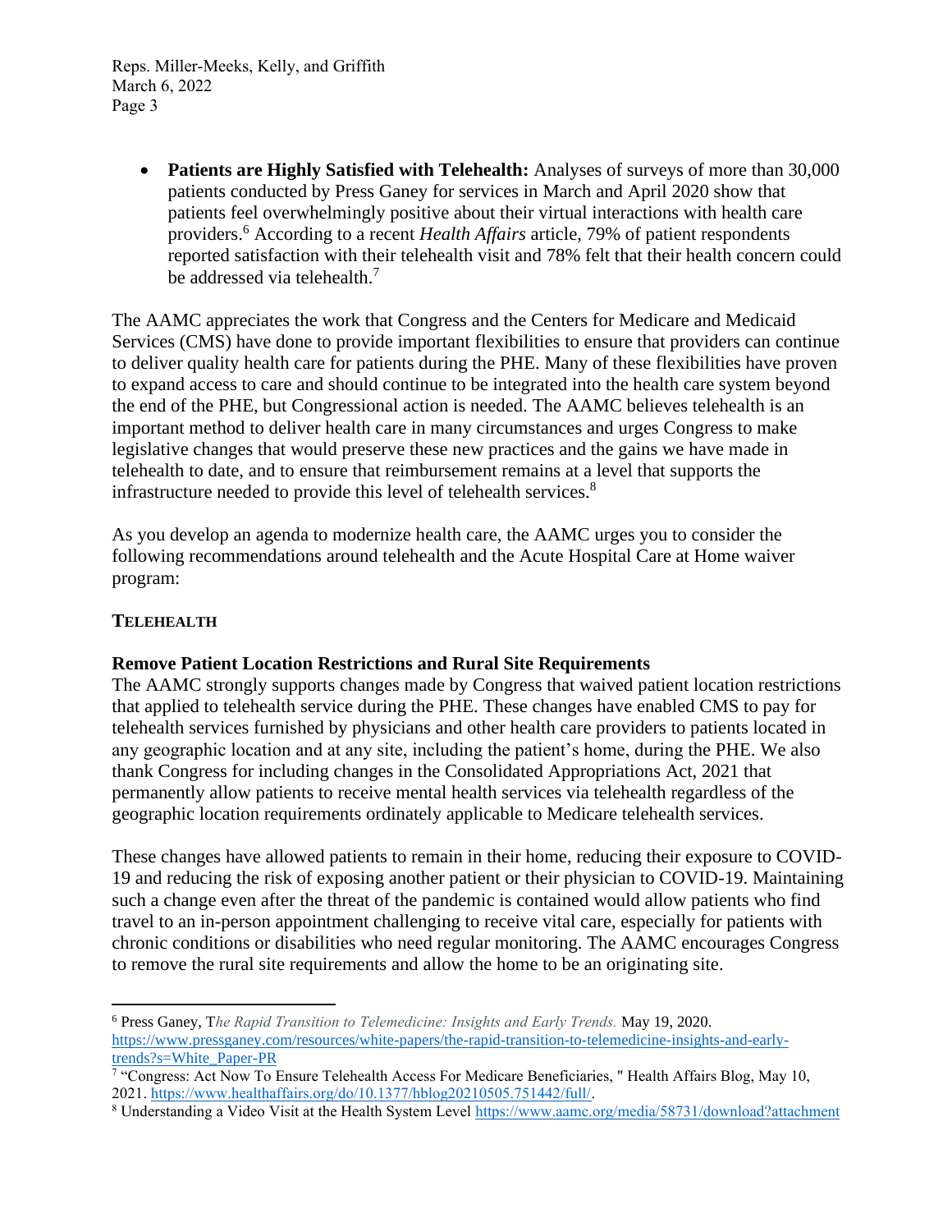- **Patients are Highly Satisfied with Telehealth:** Analyses of surveys of more than 30,000 patients conducted by Press Ganey for services in March and April 2020 show that patients feel overwhelmingly positive about their virtual interactions with health care providers.[6] According to a recent *Health Affairs* article, 79% of patient respondents reported satisfaction with their telehealth visit and 78% felt that their health concern could be addressed via telehealth.[7]

The AAMC appreciates the work that Congress and the Centers for Medicare and Medicaid Services (CMS) have done to provide important flexibilities to ensure that providers can continue to deliver quality health care for patients during the PHE. Many of these flexibilities have proven to expand access to care and should continue to be integrated into the health care system beyond the end of the PHE, but Congressional action is needed. The AAMC believes telehealth is an important method to deliver health care in many circumstances and urges Congress to make legislative changes that would preserve these new practices and the gains we have made in telehealth to date, and to ensure that reimbursement remains at a level that supports the infrastructure needed to provide this level of telehealth services.[8]

As you develop an agenda to modernize health care, the AAMC urges you to consider the following recommendations around telehealth and the Acute Hospital Care at Home waiver program:

## TELEHEALTH

### Remove Patient Location Restrictions and Rural Site Requirements

The AAMC strongly supports changes made by Congress that waived patient location restrictions that applied to telehealth service during the PHE. These changes have enabled CMS to pay for telehealth services furnished by physicians and other health care providers to patients located in any geographic location and at any site, including the patient's home, during the PHE. We also thank Congress for including changes in the Consolidated Appropriations Act, 2021 that permanently allow patients to receive mental health services via telehealth regardless of the geographic location requirements ordinately applicable to Medicare telehealth services.

These changes have allowed patients to remain in their home, reducing their exposure to COVID-19 and reducing the risk of exposing another patient or their physician to COVID-19. Maintaining such a change even after the threat of the pandemic is contained would allow patients who find travel to an in-person appointment challenging to receive vital care, especially for patients with chronic conditions or disabilities who need regular monitoring. The AAMC encourages Congress to remove the rural site requirements and allow the home to be an originating site.

---

[6] Press Ganey, T*he Rapid Transition to Telemedicine: Insights and Early Trends.* May 19, 2020. https://www.pressganey.com/resources/white-papers/the-rapid-transition-to-telemedicine-insights-and-early-trends?s=White_Paper-PR

[7] "Congress: Act Now To Ensure Telehealth Access For Medicare Beneficiaries, " Health Affairs Blog, May 10, 2021. https://www.healthaffairs.org/do/10.1377/hblog20210505.751442/full/.

[8] Understanding a Video Visit at the Health System Level https://www.aamc.org/media/58731/download?attachment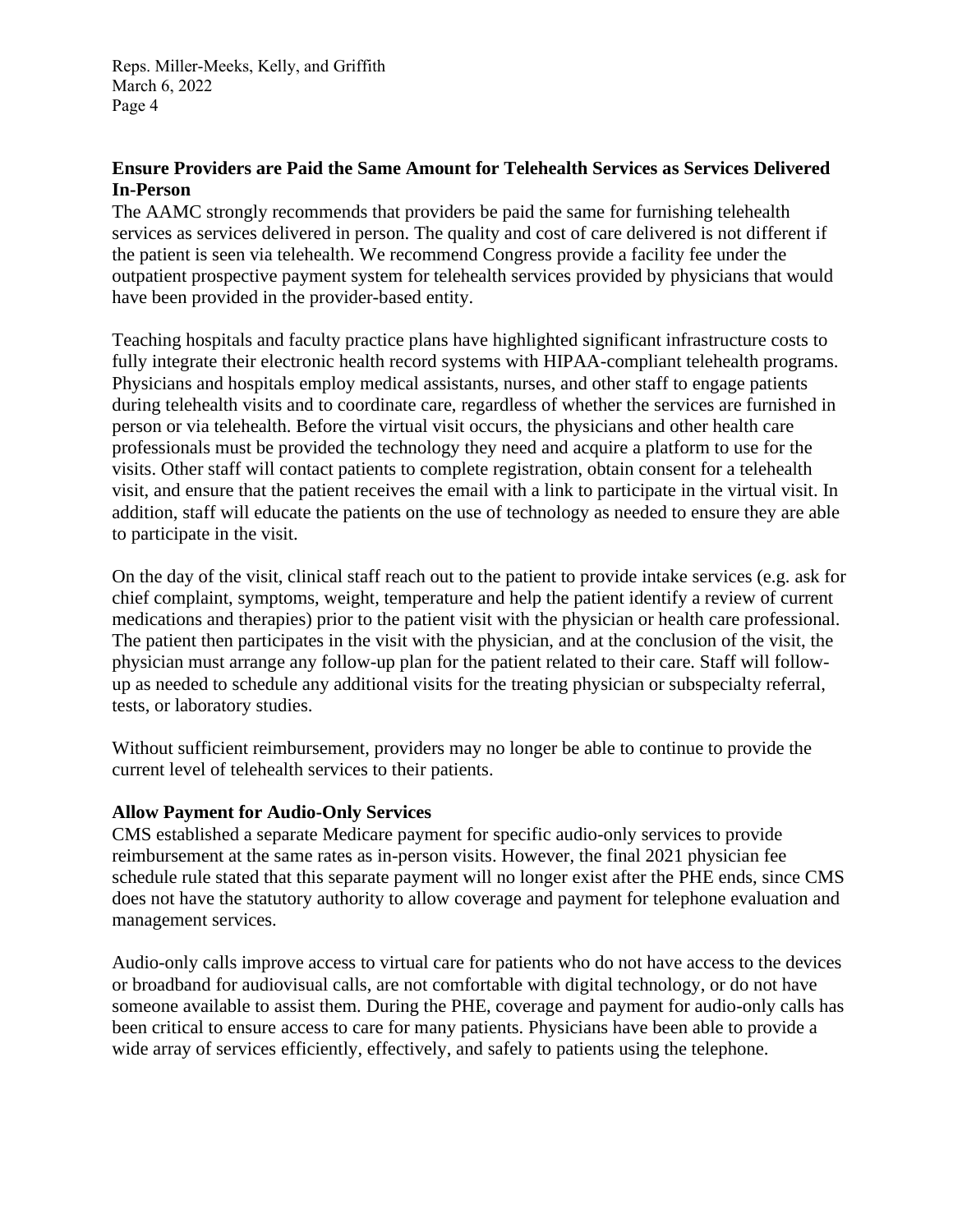**Ensure Providers are Paid the Same Amount for Telehealth Services as Services Delivered In-Person**

The AAMC strongly recommends that providers be paid the same for furnishing telehealth services as services delivered in person. The quality and cost of care delivered is not different if the patient is seen via telehealth. We recommend Congress provide a facility fee under the outpatient prospective payment system for telehealth services provided by physicians that would have been provided in the provider-based entity.

Teaching hospitals and faculty practice plans have highlighted significant infrastructure costs to fully integrate their electronic health record systems with HIPAA-compliant telehealth programs. Physicians and hospitals employ medical assistants, nurses, and other staff to engage patients during telehealth visits and to coordinate care, regardless of whether the services are furnished in person or via telehealth. Before the virtual visit occurs, the physicians and other health care professionals must be provided the technology they need and acquire a platform to use for the visits. Other staff will contact patients to complete registration, obtain consent for a telehealth visit, and ensure that the patient receives the email with a link to participate in the virtual visit. In addition, staff will educate the patients on the use of technology as needed to ensure they are able to participate in the visit.

On the day of the visit, clinical staff reach out to the patient to provide intake services (e.g. ask for chief complaint, symptoms, weight, temperature and help the patient identify a review of current medications and therapies) prior to the patient visit with the physician or health care professional. The patient then participates in the visit with the physician, and at the conclusion of the visit, the physician must arrange any follow-up plan for the patient related to their care. Staff will follow-up as needed to schedule any additional visits for the treating physician or subspecialty referral, tests, or laboratory studies.

Without sufficient reimbursement, providers may no longer be able to continue to provide the current level of telehealth services to their patients.

**Allow Payment for Audio-Only Services**

CMS established a separate Medicare payment for specific audio-only services to provide reimbursement at the same rates as in-person visits. However, the final 2021 physician fee schedule rule stated that this separate payment will no longer exist after the PHE ends, since CMS does not have the statutory authority to allow coverage and payment for telephone evaluation and management services.

Audio-only calls improve access to virtual care for patients who do not have access to the devices or broadband for audiovisual calls, are not comfortable with digital technology, or do not have someone available to assist them. During the PHE, coverage and payment for audio-only calls has been critical to ensure access to care for many patients. Physicians have been able to provide a wide array of services efficiently, effectively, and safely to patients using the telephone.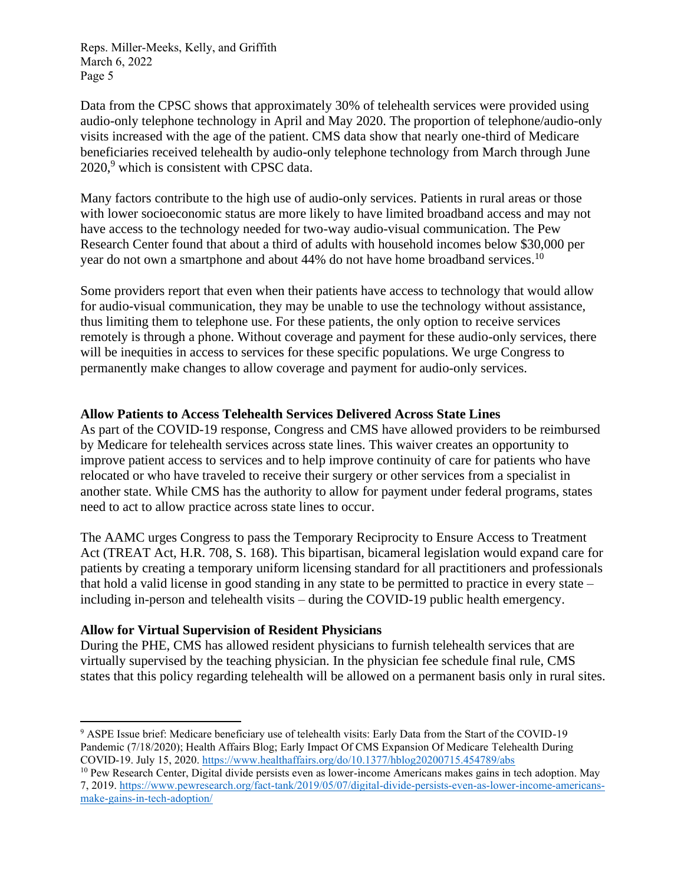Data from the CPSC shows that approximately 30% of telehealth services were provided using audio-only telephone technology in April and May 2020. The proportion of telephone/audio-only visits increased with the age of the patient. CMS data show that nearly one-third of Medicare beneficiaries received telehealth by audio-only telephone technology from March through June 2020,[9] which is consistent with CPSC data.

Many factors contribute to the high use of audio-only services. Patients in rural areas or those with lower socioeconomic status are more likely to have limited broadband access and may not have access to the technology needed for two-way audio-visual communication. The Pew Research Center found that about a third of adults with household incomes below $30,000 per year do not own a smartphone and about 44% do not have home broadband services.[10]

Some providers report that even when their patients have access to technology that would allow for audio-visual communication, they may be unable to use the technology without assistance, thus limiting them to telephone use. For these patients, the only option to receive services remotely is through a phone. Without coverage and payment for these audio-only services, there will be inequities in access to services for these specific populations. We urge Congress to permanently make changes to allow coverage and payment for audio-only services.

**Allow Patients to Access Telehealth Services Delivered Across State Lines**

As part of the COVID-19 response, Congress and CMS have allowed providers to be reimbursed by Medicare for telehealth services across state lines. This waiver creates an opportunity to improve patient access to services and to help improve continuity of care for patients who have relocated or who have traveled to receive their surgery or other services from a specialist in another state. While CMS has the authority to allow for payment under federal programs, states need to act to allow practice across state lines to occur.

The AAMC urges Congress to pass the Temporary Reciprocity to Ensure Access to Treatment Act (TREAT Act, H.R. 708, S. 168). This bipartisan, bicameral legislation would expand care for patients by creating a temporary uniform licensing standard for all practitioners and professionals that hold a valid license in good standing in any state to be permitted to practice in every state – including in-person and telehealth visits – during the COVID-19 public health emergency.

**Allow for Virtual Supervision of Resident Physicians**

During the PHE, CMS has allowed resident physicians to furnish telehealth services that are virtually supervised by the teaching physician. In the physician fee schedule final rule, CMS states that this policy regarding telehealth will be allowed on a permanent basis only in rural sites.

---

[9] ASPE Issue brief: Medicare beneficiary use of telehealth visits: Early Data from the Start of the COVID-19 Pandemic (7/18/2020); Health Affairs Blog; Early Impact Of CMS Expansion Of Medicare Telehealth During COVID-19. July 15, 2020. https://www.healthaffairs.org/do/10.1377/hblog20200715.454789/abs

[10] Pew Research Center, Digital divide persists even as lower-income Americans makes gains in tech adoption. May 7, 2019. https://www.pewresearch.org/fact-tank/2019/05/07/digital-divide-persists-even-as-lower-income-americans-make-gains-in-tech-adoption/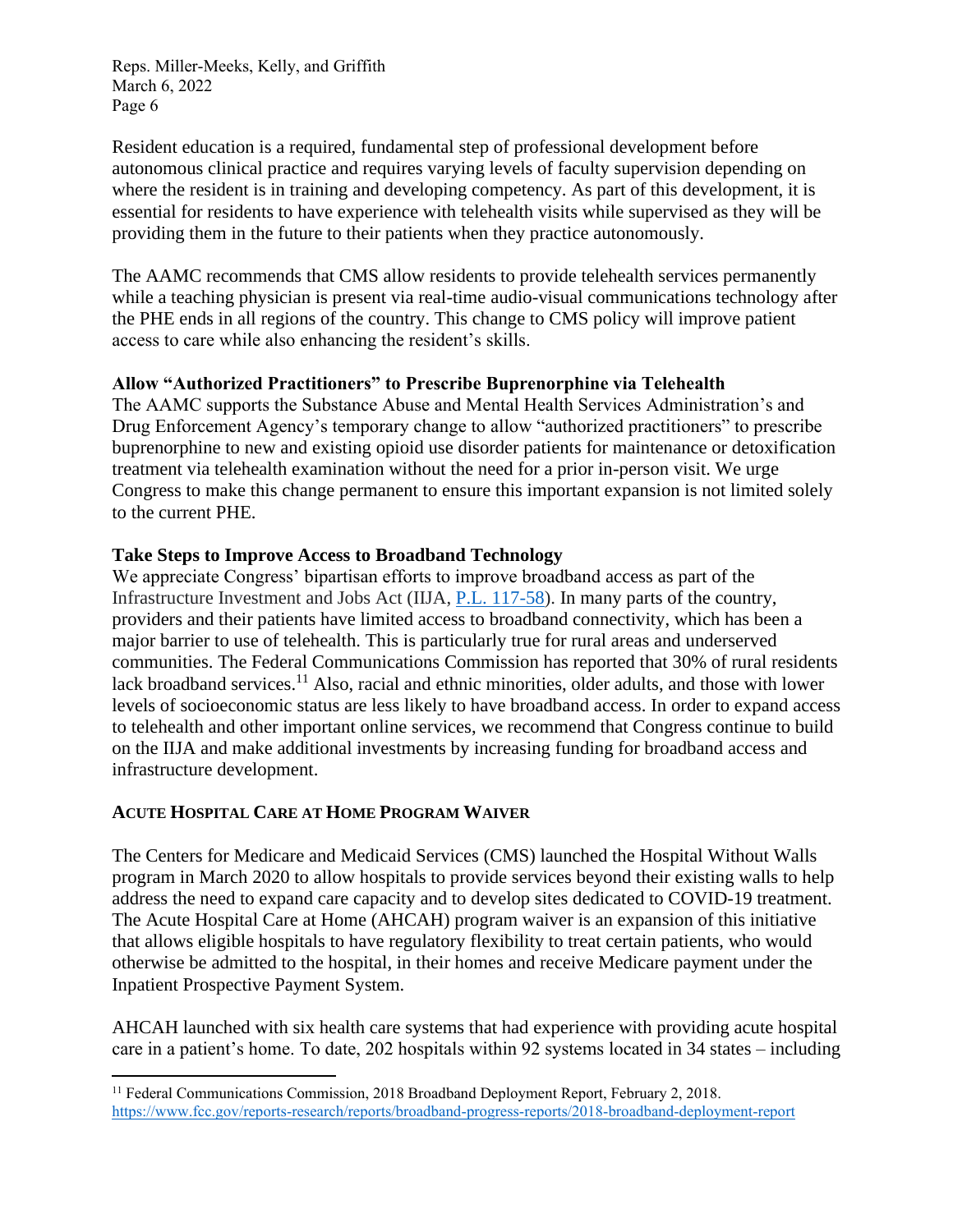Resident education is a required, fundamental step of professional development before autonomous clinical practice and requires varying levels of faculty supervision depending on where the resident is in training and developing competency. As part of this development, it is essential for residents to have experience with telehealth visits while supervised as they will be providing them in the future to their patients when they practice autonomously.

The AAMC recommends that CMS allow residents to provide telehealth services permanently while a teaching physician is present via real-time audio-visual communications technology after the PHE ends in all regions of the country. This change to CMS policy will improve patient access to care while also enhancing the resident's skills.

**Allow "Authorized Practitioners" to Prescribe Buprenorphine via Telehealth**

The AAMC supports the Substance Abuse and Mental Health Services Administration's and Drug Enforcement Agency's temporary change to allow "authorized practitioners" to prescribe buprenorphine to new and existing opioid use disorder patients for maintenance or detoxification treatment via telehealth examination without the need for a prior in-person visit. We urge Congress to make this change permanent to ensure this important expansion is not limited solely to the current PHE.

**Take Steps to Improve Access to Broadband Technology**

We appreciate Congress' bipartisan efforts to improve broadband access as part of the Infrastructure Investment and Jobs Act (IIJA, [P.L. 117-58](P.L. 117-58)). In many parts of the country, providers and their patients have limited access to broadband connectivity, which has been a major barrier to use of telehealth. This is particularly true for rural areas and underserved communities. The Federal Communications Commission has reported that 30% of rural residents lack broadband services.[11] Also, racial and ethnic minorities, older adults, and those with lower levels of socioeconomic status are less likely to have broadband access. In order to expand access to telehealth and other important online services, we recommend that Congress continue to build on the IIJA and make additional investments by increasing funding for broadband access and infrastructure development.

## ACUTE HOSPITAL CARE AT HOME PROGRAM WAIVER

The Centers for Medicare and Medicaid Services (CMS) launched the Hospital Without Walls program in March 2020 to allow hospitals to provide services beyond their existing walls to help address the need to expand care capacity and to develop sites dedicated to COVID-19 treatment. The Acute Hospital Care at Home (AHCAH) program waiver is an expansion of this initiative that allows eligible hospitals to have regulatory flexibility to treat certain patients, who would otherwise be admitted to the hospital, in their homes and receive Medicare payment under the Inpatient Prospective Payment System.

AHCAH launched with six health care systems that had experience with providing acute hospital care in a patient's home. To date, 202 hospitals within 92 systems located in 34 states – including

---

[11] Federal Communications Commission, 2018 Broadband Deployment Report, February 2, 2018. https://www.fcc.gov/reports-research/reports/broadband-progress-reports/2018-broadband-deployment-report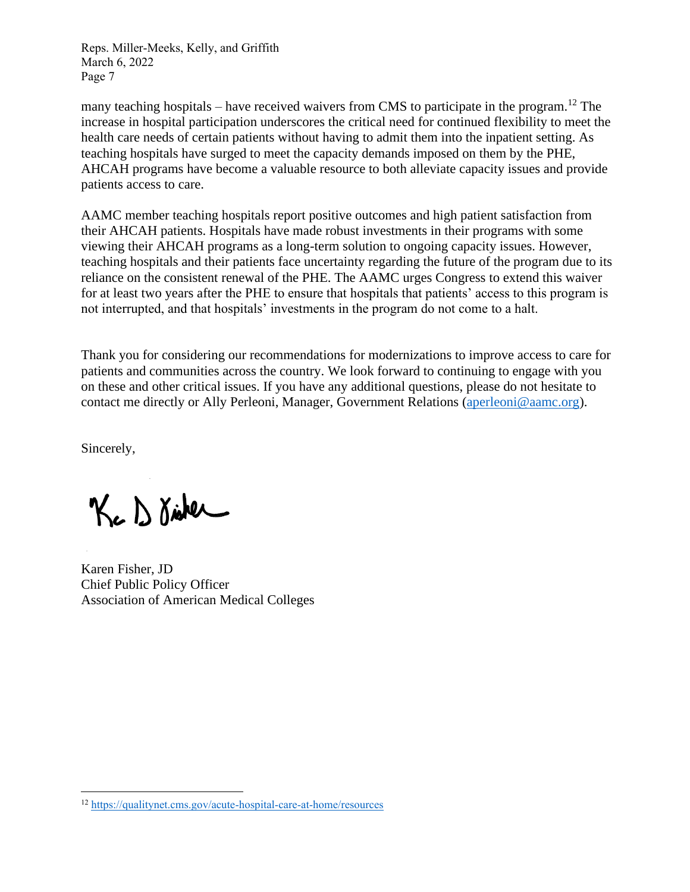many teaching hospitals – have received waivers from CMS to participate in the program.[12] The increase in hospital participation underscores the critical need for continued flexibility to meet the health care needs of certain patients without having to admit them into the inpatient setting. As teaching hospitals have surged to meet the capacity demands imposed on them by the PHE, AHCAH programs have become a valuable resource to both alleviate capacity issues and provide patients access to care.

AAMC member teaching hospitals report positive outcomes and high patient satisfaction from their AHCAH patients. Hospitals have made robust investments in their programs with some viewing their AHCAH programs as a long-term solution to ongoing capacity issues. However, teaching hospitals and their patients face uncertainty regarding the future of the program due to its reliance on the consistent renewal of the PHE. The AAMC urges Congress to extend this waiver for at least two years after the PHE to ensure that hospitals that patients' access to this program is not interrupted, and that hospitals' investments in the program do not come to a halt.

Thank you for considering our recommendations for modernizations to improve access to care for patients and communities across the country. We look forward to continuing to engage with you on these and other critical issues. If you have any additional questions, please do not hesitate to contact me directly or Ally Perleoni, Manager, Government Relations (aperleoni@aamc.org).

Sincerely,

Karen Fisher, JD
Chief Public Policy Officer
Association of American Medical Colleges

---

[12] https://qualitynet.cms.gov/acute-hospital-care-at-home/resources